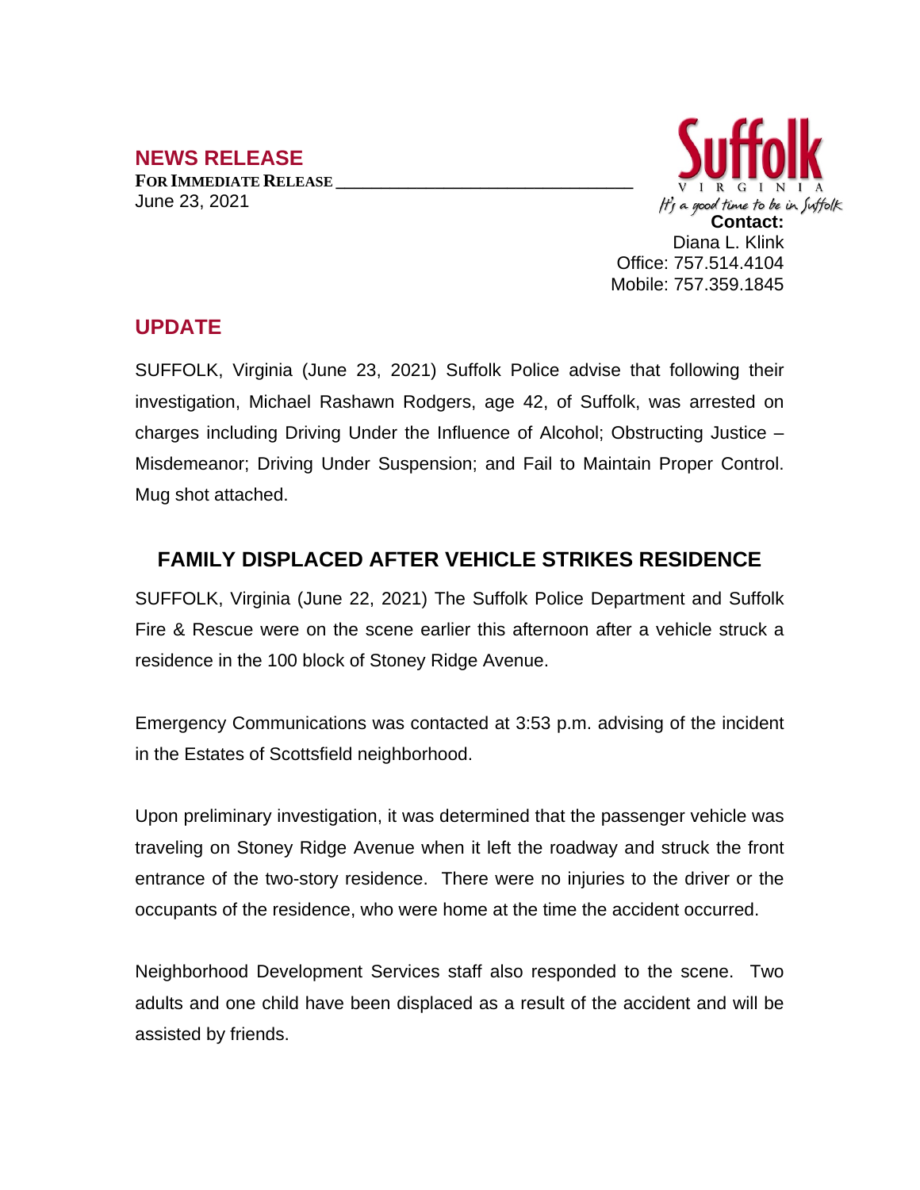## NEWS RELEASE

**FOR IMMEDIATE RELEASE**
June 23, 2021

Suffolk
VIRGINIA
*It's a good time to be in Suffolk*

**Contact:**
Diana L. Klink
Office: 757.514.4104
Mobile: 757.359.1845

## UPDATE

SUFFOLK, Virginia (June 23, 2021) Suffolk Police advise that following their investigation, Michael Rashawn Rodgers, age 42, of Suffolk, was arrested on charges including Driving Under the Influence of Alcohol; Obstructing Justice – Misdemeanor; Driving Under Suspension; and Fail to Maintain Proper Control. Mug shot attached.

## FAMILY DISPLACED AFTER VEHICLE STRIKES RESIDENCE

SUFFOLK, Virginia (June 22, 2021) The Suffolk Police Department and Suffolk Fire & Rescue were on the scene earlier this afternoon after a vehicle struck a residence in the 100 block of Stoney Ridge Avenue.

Emergency Communications was contacted at 3:53 p.m. advising of the incident in the Estates of Scottsfield neighborhood.

Upon preliminary investigation, it was determined that the passenger vehicle was traveling on Stoney Ridge Avenue when it left the roadway and struck the front entrance of the two-story residence. There were no injuries to the driver or the occupants of the residence, who were home at the time the accident occurred.

Neighborhood Development Services staff also responded to the scene. Two adults and one child have been displaced as a result of the accident and will be assisted by friends.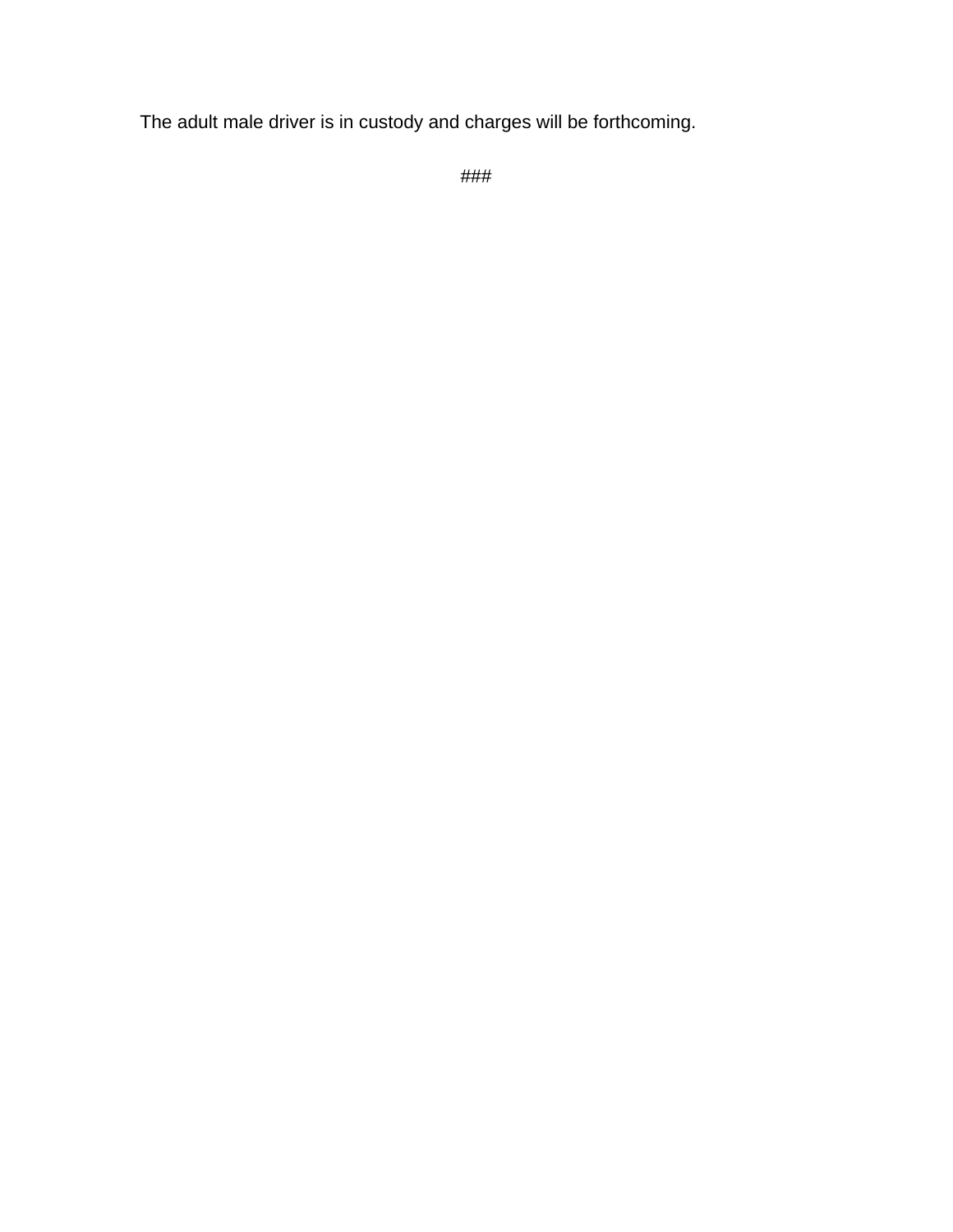The adult male driver is in custody and charges will be forthcoming.

###